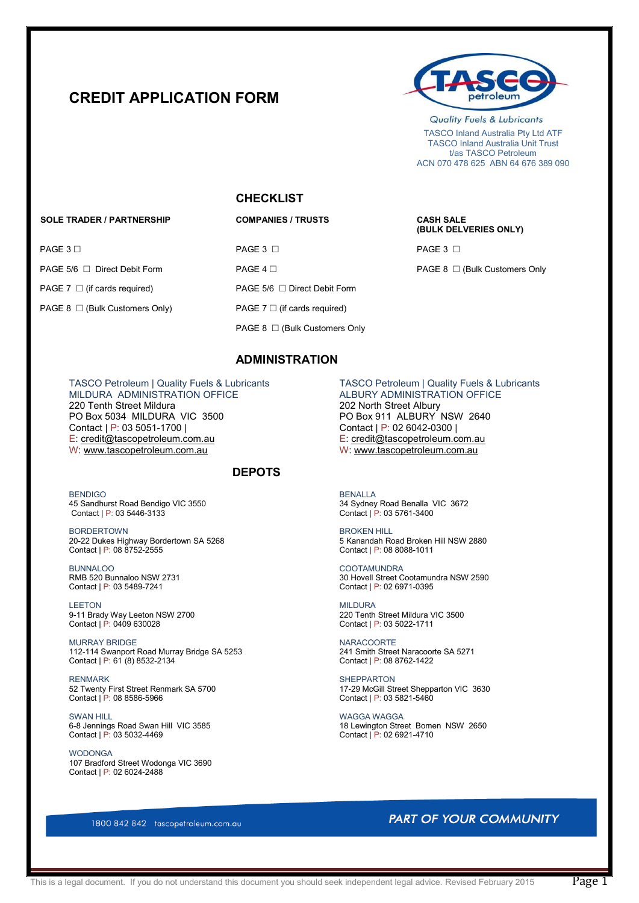# CREDIT APPLICATION FORM

Quality Fuels & Lubricants
TASCO Inland Australia Pty Ltd ATF
TASCO Inland Australia Unit Trust
t/as TASCO Petroleum
ACN 070 478 625 ABN 64 676 389 090

## CHECKLIST

**SOLE TRADER / PARTNERSHIP**

PAGE 3 ☐

PAGE 5/6 ☐ Direct Debit Form

PAGE 7 ☐ (if cards required)

PAGE 8 ☐ (Bulk Customers Only)

**COMPANIES / TRUSTS**

PAGE 3 ☐

PAGE 4 ☐

PAGE 5/6 ☐ Direct Debit Form

PAGE 7 ☐ (if cards required)

PAGE 8 ☐ (Bulk Customers Only

**CASH SALE (BULK DELVERIES ONLY)**

PAGE 3 ☐

PAGE 8 ☐ (Bulk Customers Only

## ADMINISTRATION

TASCO Petroleum | Quality Fuels & Lubricants
MILDURA ADMINISTRATION OFFICE
220 Tenth Street Mildura
PO Box 5034 MILDURA VIC 3500
Contact | P: 03 5051-1700 |
E: credit@tascopetroleum.com.au
W: www.tascopetroleum.com.au

TASCO Petroleum | Quality Fuels & Lubricants
ALBURY ADMINISTRATION OFFICE
202 North Street Albury
PO Box 911 ALBURY NSW 2640
Contact | P: 02 6042-0300 |
E: credit@tascopetroleum.com.au
W: www.tascopetroleum.com.au

## DEPOTS

BENDIGO
45 Sandhurst Road Bendigo VIC 3550
Contact | P: 03 5446-3133

BENALLA
34 Sydney Road Benalla VIC 3672
Contact | P: 03 5761-3400

BORDERTOWN
20-22 Dukes Highway Bordertown SA 5268
Contact | P: 08 8752-2555

BROKEN HILL
5 Kanandah Road Broken Hill NSW 2880
Contact | P: 08 8088-1011

BUNNALOO
RMB 520 Bunnaloo NSW 2731
Contact | P: 03 5489-7241

COOTAMUNDRA
30 Hovell Street Cootamundra NSW 2590
Contact | P: 02 6971-0395

LEETON
9-11 Brady Way Leeton NSW 2700
Contact | P: 0409 630028

MILDURA
220 Tenth Street Mildura VIC 3500
Contact | P: 03 5022-1711

MURRAY BRIDGE
112-114 Swanport Road Murray Bridge SA 5253
Contact | P: 61 (8) 8532-2134

NARACOORTE
241 Smith Street Naracoorte SA 5271
Contact | P: 08 8762-1422

RENMARK
52 Twenty First Street Renmark SA 5700
Contact | P: 08 8586-5966

SHEPPARTON
17-29 McGill Street Shepparton VIC 3630
Contact | P: 03 5821-5460

SWAN HILL
6-8 Jennings Road Swan Hill VIC 3585
Contact | P: 03 5032-4469

WAGGA WAGGA
18 Lewington Street Bomen NSW 2650
Contact | P: 02 6921-4710

WODONGA
107 Bradford Street Wodonga VIC 3690
Contact | P: 02 6024-2488

1800 842 842 tascopetroleum.com.au

*PART OF YOUR COMMUNITY*

This is a legal document. If you do not understand this document you should seek independent legal advice. Revised February 2015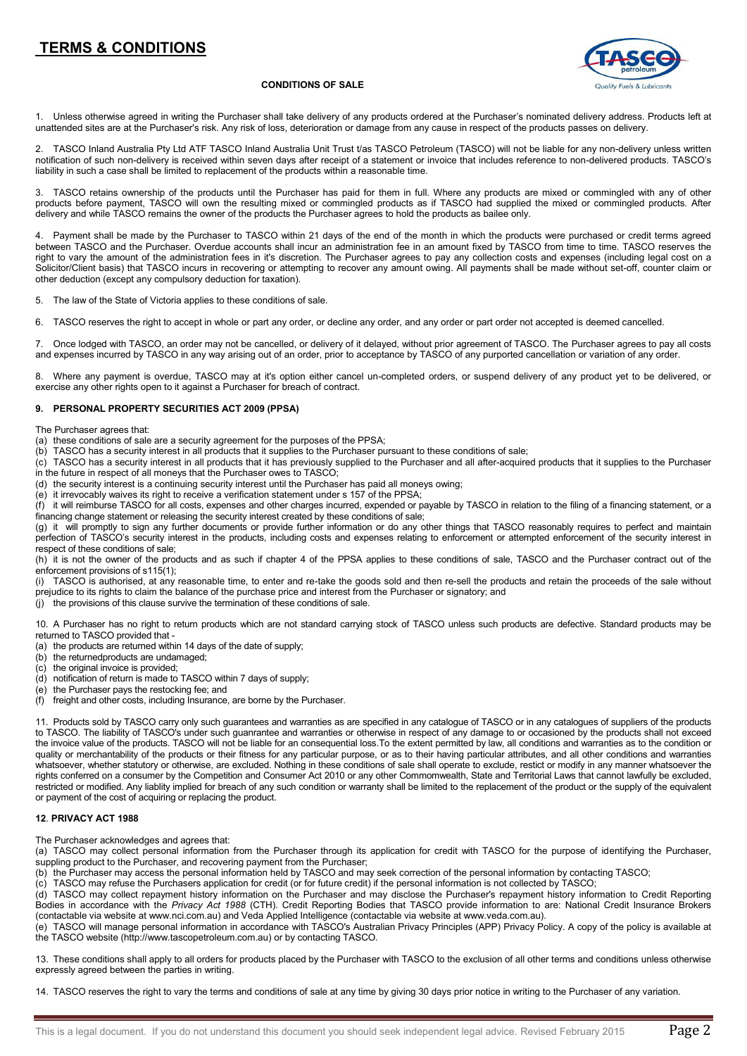# TERMS & CONDITIONS

**CONDITIONS OF SALE**

1. Unless otherwise agreed in writing the Purchaser shall take delivery of any products ordered at the Purchaser's nominated delivery address. Products left at unattended sites are at the Purchaser's risk. Any risk of loss, deterioration or damage from any cause in respect of the products passes on delivery.

2. TASCO Inland Australia Pty Ltd ATF TASCO Inland Australia Unit Trust t/as TASCO Petroleum (TASCO) will not be liable for any non-delivery unless written notification of such non-delivery is received within seven days after receipt of a statement or invoice that includes reference to non-delivered products. TASCO's liability in such a case shall be limited to replacement of the products within a reasonable time.

3. TASCO retains ownership of the products until the Purchaser has paid for them in full. Where any products are mixed or commingled with any of other products before payment, TASCO will own the resulting mixed or commingled products as if TASCO had supplied the mixed or commingled products. After delivery and while TASCO remains the owner of the products the Purchaser agrees to hold the products as bailee only.

4. Payment shall be made by the Purchaser to TASCO within 21 days of the end of the month in which the products were purchased or credit terms agreed between TASCO and the Purchaser. Overdue accounts shall incur an administration fee in an amount fixed by TASCO from time to time. TASCO reserves the right to vary the amount of the administration fees in it's discretion. The Purchaser agrees to pay any collection costs and expenses (including legal cost on a Solicitor/Client basis) that TASCO incurs in recovering or attempting to recover any amount owing. All payments shall be made without set-off, counter claim or other deduction (except any compulsory deduction for taxation).

5. The law of the State of Victoria applies to these conditions of sale.

6. TASCO reserves the right to accept in whole or part any order, or decline any order, and any order or part order not accepted is deemed cancelled.

7. Once lodged with TASCO, an order may not be cancelled, or delivery of it delayed, without prior agreement of TASCO. The Purchaser agrees to pay all costs and expenses incurred by TASCO in any way arising out of an order, prior to acceptance by TASCO of any purported cancellation or variation of any order.

8. Where any payment is overdue, TASCO may at it's option either cancel un-completed orders, or suspend delivery of any product yet to be delivered, or exercise any other rights open to it against a Purchaser for breach of contract.

**9. PERSONAL PROPERTY SECURITIES ACT 2009 (PPSA)**

The Purchaser agrees that:

(a) these conditions of sale are a security agreement for the purposes of the PPSA;
(b) TASCO has a security interest in all products that it supplies to the Purchaser pursuant to these conditions of sale;
(c) TASCO has a security interest in all products that it has previously supplied to the Purchaser and all after-acquired products that it supplies to the Purchaser in the future in respect of all moneys that the Purchaser owes to TASCO;
(d) the security interest is a continuing security interest until the Purchaser has paid all moneys owing;
(e) it irrevocably waives its right to receive a verification statement under s 157 of the PPSA;
(f) it will reimburse TASCO for all costs, expenses and other charges incurred, expended or payable by TASCO in relation to the filing of a financing statement, or a financing change statement or releasing the security interest created by these conditions of sale;
(g) it will promptly to sign any further documents or provide further information or do any other things that TASCO reasonably requires to perfect and maintain perfection of TASCO's security interest in the products, including costs and expenses relating to enforcement or attempted enforcement of the security interest in respect of these conditions of sale;
(h) it is not the owner of the products and as such if chapter 4 of the PPSA applies to these conditions of sale, TASCO and the Purchaser contract out of the enforcement provisions of s115(1);
(i) TASCO is authorised, at any reasonable time, to enter and re-take the goods sold and then re-sell the products and retain the proceeds of the sale without prejudice to its rights to claim the balance of the purchase price and interest from the Purchaser or signatory; and
(j) the provisions of this clause survive the termination of these conditions of sale.

10. A Purchaser has no right to return products which are not standard carrying stock of TASCO unless such products are defective. Standard products may be returned to TASCO provided that -

(a) the products are returned within 14 days of the date of supply;
(b) the returnedproducts are undamaged;
(c) the original invoice is provided;
(d) notification of return is made to TASCO within 7 days of supply;
(e) the Purchaser pays the restocking fee; and
(f) freight and other costs, including Insurance, are borne by the Purchaser.

11. Products sold by TASCO carry only such guarantees and warranties as are specified in any catalogue of TASCO or in any catalogues of suppliers of the products to TASCO. The liability of TASCO's under such guanrantee and warranties or otherwise in respect of any damage to or occasioned by the products shall not exceed the invoice value of the products. TASCO will not be liable for an consequential loss.To the extent permitted by law, all conditions and warranties as to the condition or quality or merchantability of the products or their fitness for any particular purpose, or as to their having particular attributes, and all other conditions and warranties whatsoever, whether statutory or otherwise, are excluded. Nothing in these conditions of sale shall operate to exclude, restict or modify in any manner whatsoever the rights conferred on a consumer by the Competition and Consumer Act 2010 or any other Commomwealth, State and Territorial Laws that cannot lawfully be excluded, restricted or modified. Any liablity implied for breach of any such condition or warranty shall be limited to the replacement of the product or the supply of the equivalent or payment of the cost of acquiring or replacing the product.

**12. PRIVACY ACT 1988**

The Purchaser acknowledges and agrees that:

(a) TASCO may collect personal information from the Purchaser through its application for credit with TASCO for the purpose of identifying the Purchaser, suppling product to the Purchaser, and recovering payment from the Purchaser;
(b) the Purchaser may access the personal information held by TASCO and may seek correction of the personal information by contacting TASCO;
(c) TASCO may refuse the Purchasers application for credit (or for future credit) if the personal information is not collected by TASCO;
(d) TASCO may collect repayment history information on the Purchaser and may disclose the Purchaser's repayment history information to Credit Reporting Bodies in accordance with the *Privacy Act 1988* (CTH). Credit Reporting Bodies that TASCO provide information to are: National Credit Insurance Brokers (contactable via website at www.nci.com.au) and Veda Applied Intelligence (contactable via website at www.veda.com.au).
(e) TASCO will manage personal information in accordance with TASCO's Australian Privacy Principles (APP) Privacy Policy. A copy of the policy is available at the TASCO website (http://www.tascopetroleum.com.au) or by contacting TASCO.

13. These conditions shall apply to all orders for products placed by the Purchaser with TASCO to the exclusion of all other terms and conditions unless otherwise expressly agreed between the parties in writing.

14. TASCO reserves the right to vary the terms and conditions of sale at any time by giving 30 days prior notice in writing to the Purchaser of any variation.

This is a legal document. If you do not understand this document you should seek independent legal advice. Revised February 2015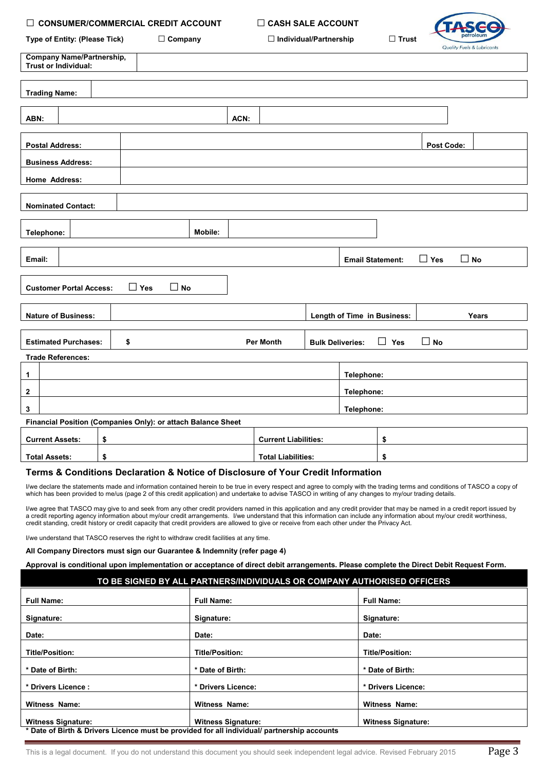☐ **CONSUMER/COMMERCIAL CREDIT ACCOUNT** ☐ **CASH SALE ACCOUNT**

**Type of Entity: (Please Tick)** ☐ **Company** ☐ **Individual/Partnership** ☐ **Trust**

| **Company Name/Partnership, Trust or Individual:** | |
|---|---|

| **Trading Name:** | |
|---|---|

| **ABN:** | | **ACN:** | |
|---|---|---|---|

| **Postal Address:** | | **Post Code:** | |
|---|---|---|---|
| **Business Address:** | | | |
| **Home Address:** | | | |

| **Nominated Contact:** | |
|---|---|

| **Telephone:** | | **Mobile:** | |
|---|---|---|---|

| **Email:** | | **Email Statement:** ☐ **Yes** ☐ **No** |
|---|---|---|

**Customer Portal Access:** ☐ **Yes** ☐ **No**

| **Nature of Business:** | | **Length of Time in Business:** | **Years** |
|---|---|---|---|

| **Estimated Purchases:** | **$** **Per Month** | **Bulk Deliveries:** ☐ **Yes** ☐ **No** |
|---|---|---|

**Trade References:**

| | | |
|---|---|---|
| **1** | | **Telephone:** |
| **2** | | **Telephone:** |
| **3** | | **Telephone:** |

**Financial Position (Companies Only): or attach Balance Sheet**

| | | | |
|---|---|---|---|
| **Current Assets:** | **$** | **Current Liabilities:** | **$** |
| **Total Assets:** | **$** | **Total Liabilities:** | **$** |

## Terms & Conditions Declaration & Notice of Disclosure of Your Credit Information

I/we declare the statements made and information contained herein to be true in every respect and agree to comply with the trading terms and conditions of TASCO a copy of which has been provided to me/us (page 2 of this credit application) and undertake to advise TASCO in writing of any changes to my/our trading details.

I/we agree that TASCO may give to and seek from any other credit providers named in this application and any credit provider that may be named in a credit report issued by a credit reporting agency information about my/our credit arrangements. I/we understand that this information can include any information about my/our credit worthiness, credit standing, credit history or credit capacity that credit providers are allowed to give or receive from each other under the Privacy Act.

I/we understand that TASCO reserves the right to withdraw credit facilities at any time.

**All Company Directors must sign our Guarantee & Indemnity (refer page 4)**

**Approval is conditional upon implementation or acceptance of direct debit arrangements. Please complete the Direct Debit Request Form.**

| **TO BE SIGNED BY ALL PARTNERS/INDIVIDUALS OR COMPANY AUTHORISED OFFICERS** | | |
|---|---|---|
| **Full Name:** | **Full Name:** | **Full Name:** |
| **Signature:** | **Signature:** | **Signature:** |
| **Date:** | **Date:** | **Date:** |
| **Title/Position:** | **Title/Position:** | **Title/Position:** |
| **\* Date of Birth:** | **\* Date of Birth:** | **\* Date of Birth:** |
| **\* Drivers Licence :** | **\* Drivers Licence:** | **\* Drivers Licence:** |
| **Witness Name:** | **Witness Name:** | **Witness Name:** |
| **Witness Signature:** | **Witness Signature:** | **Witness Signature:** |

**\* Date of Birth & Drivers Licence must be provided for all individual/ partnership accounts**

This is a legal document. If you do not understand this document you should seek independent legal advice. Revised February 2015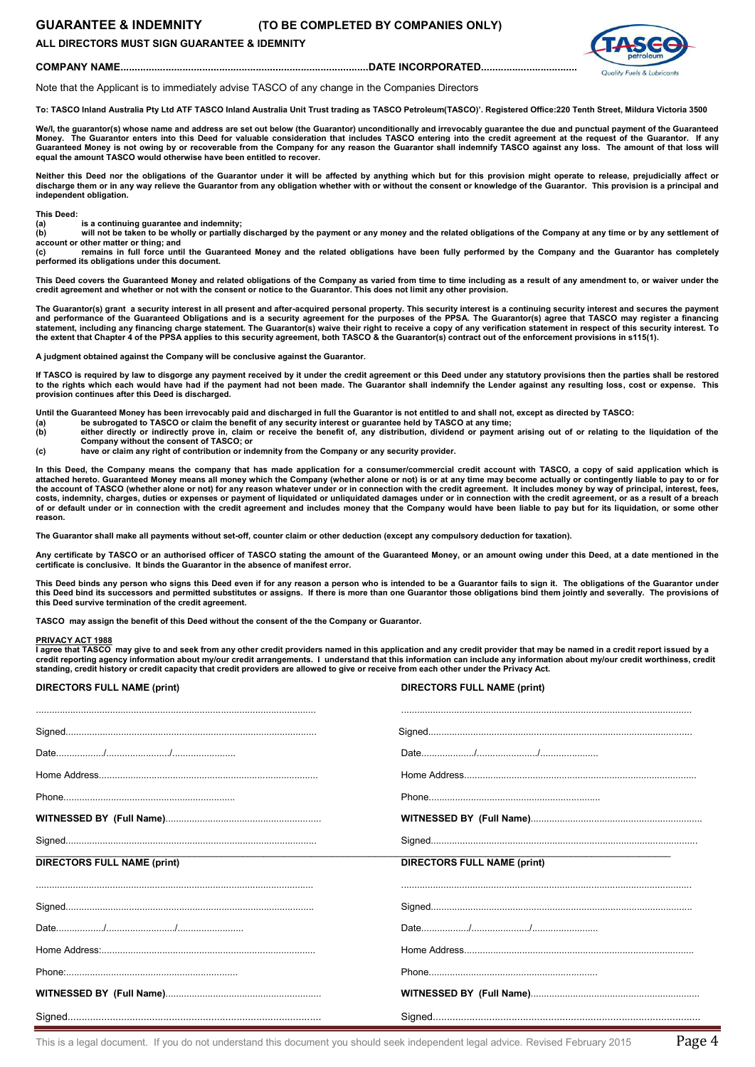# GUARANTEE & INDEMNITY (TO BE COMPLETED BY COMPANIES ONLY)

**ALL DIRECTORS MUST SIGN GUARANTEE & IDEMNITY**

**COMPANY NAME.........................................................................................DATE INCORPORATED..................................**

Note that the Applicant is to immediately advise TASCO of any change in the Companies Directors

**To: TASCO Inland Australia Pty Ltd ATF TASCO Inland Australia Unit Trust trading as TASCO Petroleum(TASCO)'. Registered Office:220 Tenth Street, Mildura Victoria 3500**

**We/I, the guarantor(s) whose name and address are set out below (the Guarantor) unconditionally and irrevocably guarantee the due and punctual payment of the Guaranteed Money. The Guarantor enters into this Deed for valuable consideration that includes TASCO entering into the credit agreement at the request of the Guarantor. If any Guaranteed Money is not owing by or recoverable from the Company for any reason the Guarantor shall indemnify TASCO against any loss. The amount of that loss will equal the amount TASCO would otherwise have been entitled to recover.**

**Neither this Deed nor the obligations of the Guarantor under it will be affected by anything which but for this provision might operate to release, prejudicially affect or discharge them or in any way relieve the Guarantor from any obligation whether with or without the consent or knowledge of the Guarantor. This provision is a principal and independent obligation.**

**This Deed:**

**(a) is a continuing guarantee and indemnity;**

**(b) will not be taken to be wholly or partially discharged by the payment or any money and the related obligations of the Company at any time or by any settlement of account or other matter or thing; and**

**(c) remains in full force until the Guaranteed Money and the related obligations have been fully performed by the Company and the Guarantor has completely performed its obligations under this document.**

**This Deed covers the Guaranteed Money and related obligations of the Company as varied from time to time including as a result of any amendment to, or waiver under the credit agreement and whether or not with the consent or notice to the Guarantor. This does not limit any other provision.**

**The Guarantor(s) grant a security interest in all present and after-acquired personal property. This security interest is a continuing security interest and secures the payment and performance of the Guaranteed Obligations and is a security agreement for the purposes of the PPSA. The Guarantor(s) agree that TASCO may register a financing statement, including any financing charge statement. The Guarantor(s) waive their right to receive a copy of any verification statement in respect of this security interest. To the extent that Chapter 4 of the PPSA applies to this security agreement, both TASCO & the Guarantor(s) contract out of the enforcement provisions in s115(1).**

**A judgment obtained against the Company will be conclusive against the Guarantor.**

**If TASCO is required by law to disgorge any payment received by it under the credit agreement or this Deed under any statutory provisions then the parties shall be restored to the rights which each would have had if the payment had not been made. The Guarantor shall indemnify the Lender against any resulting loss, cost or expense. This provision continues after this Deed is discharged.**

**Until the Guaranteed Money has been irrevocably paid and discharged in full the Guarantor is not entitled to and shall not, except as directed by TASCO:**

**(a) be subrogated to TASCO or claim the benefit of any security interest or guarantee held by TASCO at any time;**

**(b) either directly or indirectly prove in, claim or receive the benefit of, any distribution, dividend or payment arising out of or relating to the liquidation of the Company without the consent of TASCO; or**

**(c) have or claim any right of contribution or indemnity from the Company or any security provider.**

**In this Deed, the Company means the company that has made application for a consumer/commercial credit account with TASCO, a copy of said application which is attached hereto. Guaranteed Money means all money which the Company (whether alone or not) is or at any time may become actually or contingently liable to pay to or for the account of TASCO (whether alone or not) for any reason whatever under or in connection with the credit agreement. It includes money by way of principal, interest, fees, costs, indemnity, charges, duties or expenses or payment of liquidated or unliquidated damages under or in connection with the credit agreement, or as a result of a breach of or default under or in connection with the credit agreement and includes money that the Company would have been liable to pay but for its liquidation, or some other reason.**

**The Guarantor shall make all payments without set-off, counter claim or other deduction (except any compulsory deduction for taxation).**

**Any certificate by TASCO or an authorised officer of TASCO stating the amount of the Guaranteed Money, or an amount owing under this Deed, at a date mentioned in the certificate is conclusive. It binds the Guarantor in the absence of manifest error.**

**This Deed binds any person who signs this Deed even if for any reason a person who is intended to be a Guarantor fails to sign it. The obligations of the Guarantor under this Deed bind its successors and permitted substitutes or assigns. If there is more than one Guarantor those obligations bind them jointly and severally. The provisions of this Deed survive termination of the credit agreement.**

**TASCO may assign the benefit of this Deed without the consent of the the Company or Guarantor.**

**PRIVACY ACT 1988**

**I agree that TASCO may give to and seek from any other credit providers named in this application and any credit provider that may be named in a credit report issued by a credit reporting agency information about my/our credit arrangements. I understand that this information can include any information about my/our credit worthiness, credit standing, credit history or credit capacity that credit providers are allowed to give or receive from each other under the Privacy Act.**

| **DIRECTORS FULL NAME (print)** | **DIRECTORS FULL NAME (print)** |
|---|---|
| ........................................................................................................ | ........................................................................................................ |
| Signed............................................................................................ | Signed............................................................................................ |
| Date................../......................./....................... | Date..................../....................../..................... |
| Home Address.................................................................................. | Home Address.................................................................................. |
| Phone................................................................ | Phone................................................................ |
| **WITNESSED BY (Full Name)**.......................................................... | **WITNESSED BY (Full Name)**.......................................................... |
| Signed............................................................................................ | Signed............................................................................................ |
| **DIRECTORS FULL NAME (print)** | **DIRECTORS FULL NAME (print)** |
| ........................................................................................................ | ........................................................................................................ |
| Signed............................................................................................ | Signed............................................................................................ |
| Date................../........................../........................ | Date................../...................../........................ |
| Home Address:.................................................................................. | Home Address.................................................................................. |
| Phone:................................................................ | Phone................................................................ |
| **WITNESSED BY (Full Name)**.......................................................... | **WITNESSED BY (Full Name)**.......................................................... |
| Signed............................................................................................ | Signed............................................................................................ |

This is a legal document. If you do not understand this document you should seek independent legal advice. Revised February 2015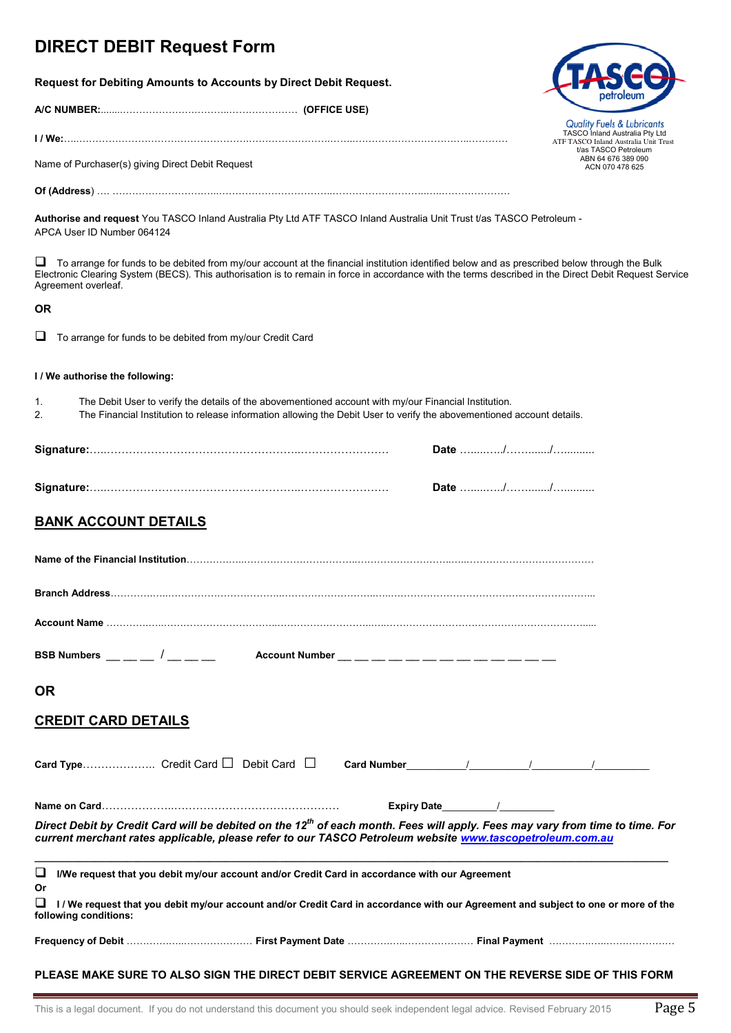# DIRECT DEBIT Request Form

**Request for Debiting Amounts to Accounts by Direct Debit Request.**

Quality Fuels & Lubricants
TASCO Inland Australia Pty Ltd
ATF TASCO Inland Australia Unit Trust
t/as TASCO Petroleum
ABN 64 676 389 090
ACN 070 478 625

**A/C NUMBER:**……………………………………………… **(OFFICE USE)**

**I / We:**……………………………………………………………………………………………………………

Name of Purchaser(s) giving Direct Debit Request

**Of (Address)** …. ……………………………………………………………………………………………

**Authorise and request** You TASCO Inland Australia Pty Ltd ATF TASCO Inland Australia Unit Trust t/as TASCO Petroleum - APCA User ID Number 064124

☐ To arrange for funds to be debited from my/our account at the financial institution identified below and as prescribed below through the Bulk Electronic Clearing System (BECS). This authorisation is to remain in force in accordance with the terms described in the Direct Debit Request Service Agreement overleaf.

**OR**

☐ To arrange for funds to be debited from my/our Credit Card

**I / We authorise the following:**

1. The Debit User to verify the details of the abovementioned account with my/our Financial Institution.
2. The Financial Institution to release information allowing the Debit User to verify the abovementioned account details.

**Signature:**……………………………………………………………………… **Date** ………/………/………

**Signature:**……………………………………………………………………… **Date** ………/………/………

## BANK ACCOUNT DETAILS

**Name of the Financial Institution**……………………………………………………………………………

**Branch Address**……………………………………………………………………………………………

**Account Name** ……………………………………………………………………………………………

**BSB Numbers** \_\_ \_\_ \_\_ / \_\_ \_\_ \_\_ **Account Number** \_\_ \_\_ \_\_ \_\_ \_\_ \_\_ \_\_ \_\_ \_\_ \_\_ \_\_ \_\_ \_\_

## OR

## CREDIT CARD DETAILS

**Card Type**……………….. Credit Card ☐ Debit Card ☐ **Card Number**\_\_\_\_\_\_\_\_\_\_/\_\_\_\_\_\_\_\_\_\_/\_\_\_\_\_\_\_\_\_\_/\_\_\_\_\_\_\_\_\_\_

**Name on Card**……………………………………………………… **Expiry Date**\_\_\_\_\_\_\_\_\_/\_\_\_\_\_\_\_\_\_

***Direct Debit by Credit Card will be debited on the 12th of each month. Fees will apply. Fees may vary from time to time. For current merchant rates applicable, please refer to our TASCO Petroleum website www.tascopetroleum.com.au***

---

☐ **I/We request that you debit my/our account and/or Credit Card in accordance with our Agreement**

**Or**

☐ **I / We request that you debit my/our account and/or Credit Card in accordance with our Agreement and subject to one or more of the following conditions:**

**Frequency of Debit** ……………………… **First Payment Date** ……………………… **Final Payment** ………………………

**PLEASE MAKE SURE TO ALSO SIGN THE DIRECT DEBIT SERVICE AGREEMENT ON THE REVERSE SIDE OF THIS FORM**

This is a legal document. If you do not understand this document you should seek independent legal advice. Revised February 2015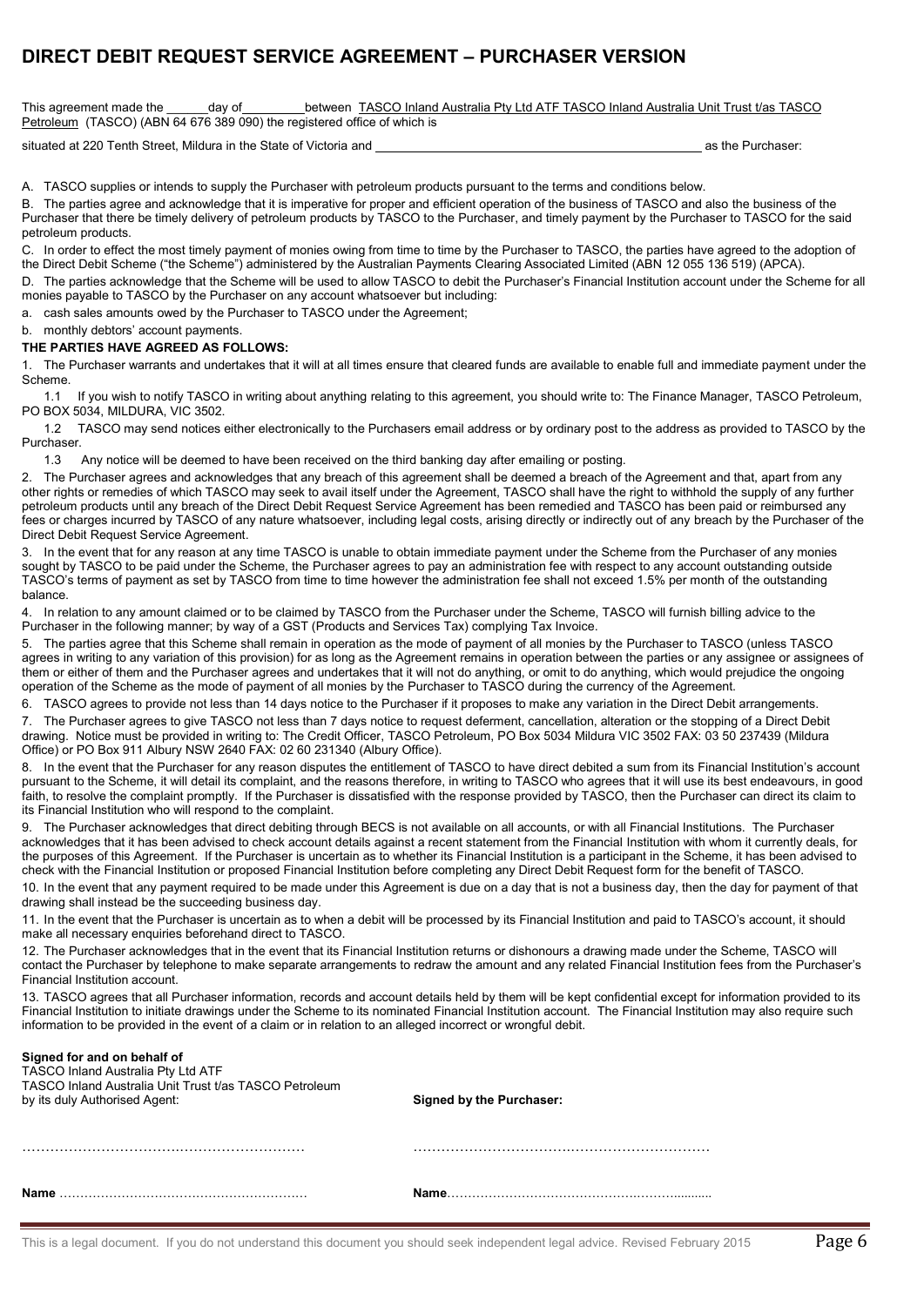# DIRECT DEBIT REQUEST SERVICE AGREEMENT – PURCHASER VERSION

This agreement made the ______day of__________between TASCO Inland Australia Pty Ltd ATF TASCO Inland Australia Unit Trust t/as TASCO Petroleum (TASCO) (ABN 64 676 389 090) the registered office of which is

situated at 220 Tenth Street, Mildura in the State of Victoria and ________________________________________________ as the Purchaser:

A. TASCO supplies or intends to supply the Purchaser with petroleum products pursuant to the terms and conditions below.

B. The parties agree and acknowledge that it is imperative for proper and efficient operation of the business of TASCO and also the business of the Purchaser that there be timely delivery of petroleum products by TASCO to the Purchaser, and timely payment by the Purchaser to TASCO for the said petroleum products.

C. In order to effect the most timely payment of monies owing from time to time by the Purchaser to TASCO, the parties have agreed to the adoption of the Direct Debit Scheme ("the Scheme") administered by the Australian Payments Clearing Associated Limited (ABN 12 055 136 519) (APCA).

D. The parties acknowledge that the Scheme will be used to allow TASCO to debit the Purchaser's Financial Institution account under the Scheme for all monies payable to TASCO by the Purchaser on any account whatsoever but including:

a. cash sales amounts owed by the Purchaser to TASCO under the Agreement;

b. monthly debtors' account payments.

**THE PARTIES HAVE AGREED AS FOLLOWS:**

1. The Purchaser warrants and undertakes that it will at all times ensure that cleared funds are available to enable full and immediate payment under the Scheme.

 1.1 If you wish to notify TASCO in writing about anything relating to this agreement, you should write to: The Finance Manager, TASCO Petroleum, PO BOX 5034, MILDURA, VIC 3502.

 1.2 TASCO may send notices either electronically to the Purchasers email address or by ordinary post to the address as provided to TASCO by the Purchaser.

 1.3 Any notice will be deemed to have been received on the third banking day after emailing or posting.

2. The Purchaser agrees and acknowledges that any breach of this agreement shall be deemed a breach of the Agreement and that, apart from any other rights or remedies of which TASCO may seek to avail itself under the Agreement, TASCO shall have the right to withhold the supply of any further petroleum products until any breach of the Direct Debit Request Service Agreement has been remedied and TASCO has been paid or reimbursed any fees or charges incurred by TASCO of any nature whatsoever, including legal costs, arising directly or indirectly out of any breach by the Purchaser of the Direct Debit Request Service Agreement.

3. In the event that for any reason at any time TASCO is unable to obtain immediate payment under the Scheme from the Purchaser of any monies sought by TASCO to be paid under the Scheme, the Purchaser agrees to pay an administration fee with respect to any account outstanding outside TASCO's terms of payment as set by TASCO from time to time however the administration fee shall not exceed 1.5% per month of the outstanding balance.

4. In relation to any amount claimed or to be claimed by TASCO from the Purchaser under the Scheme, TASCO will furnish billing advice to the Purchaser in the following manner; by way of a GST (Products and Services Tax) complying Tax Invoice.

5. The parties agree that this Scheme shall remain in operation as the mode of payment of all monies by the Purchaser to TASCO (unless TASCO agrees in writing to any variation of this provision) for as long as the Agreement remains in operation between the parties or any assignee or assignees of them or either of them and the Purchaser agrees and undertakes that it will not do anything, or omit to do anything, which would prejudice the ongoing operation of the Scheme as the mode of payment of all monies by the Purchaser to TASCO during the currency of the Agreement.

6. TASCO agrees to provide not less than 14 days notice to the Purchaser if it proposes to make any variation in the Direct Debit arrangements.

7. The Purchaser agrees to give TASCO not less than 7 days notice to request deferment, cancellation, alteration or the stopping of a Direct Debit drawing. Notice must be provided in writing to: The Credit Officer, TASCO Petroleum, PO Box 5034 Mildura VIC 3502 FAX: 03 50 237439 (Mildura Office) or PO Box 911 Albury NSW 2640 FAX: 02 60 231340 (Albury Office).

8. In the event that the Purchaser for any reason disputes the entitlement of TASCO to have direct debited a sum from its Financial Institution's account pursuant to the Scheme, it will detail its complaint, and the reasons therefore, in writing to TASCO who agrees that it will use its best endeavours, in good faith, to resolve the complaint promptly. If the Purchaser is dissatisfied with the response provided by TASCO, then the Purchaser can direct its claim to its Financial Institution who will respond to the complaint.

9. The Purchaser acknowledges that direct debiting through BECS is not available on all accounts, or with all Financial Institutions. The Purchaser acknowledges that it has been advised to check account details against a recent statement from the Financial Institution with whom it currently deals, for the purposes of this Agreement. If the Purchaser is uncertain as to whether its Financial Institution is a participant in the Scheme, it has been advised to check with the Financial Institution or proposed Financial Institution before completing any Direct Debit Request form for the benefit of TASCO.

10. In the event that any payment required to be made under this Agreement is due on a day that is not a business day, then the day for payment of that drawing shall instead be the succeeding business day.

11. In the event that the Purchaser is uncertain as to when a debit will be processed by its Financial Institution and paid to TASCO's account, it should make all necessary enquiries beforehand direct to TASCO.

12. The Purchaser acknowledges that in the event that its Financial Institution returns or dishonours a drawing made under the Scheme, TASCO will contact the Purchaser by telephone to make separate arrangements to redraw the amount and any related Financial Institution fees from the Purchaser's Financial Institution account.

13. TASCO agrees that all Purchaser information, records and account details held by them will be kept confidential except for information provided to its Financial Institution to initiate drawings under the Scheme to its nominated Financial Institution account. The Financial Institution may also require such information to be provided in the event of a claim or in relation to an alleged incorrect or wrongful debit.

**Signed for and on behalf of**
TASCO Inland Australia Pty Ltd ATF
TASCO Inland Australia Unit Trust t/as TASCO Petroleum
by its duly Authorised Agent:

………………………………………………………

**Name** ……………………………………………………

**Signed by the Purchaser:**

…………………………………………………………

**Name**…………………………………………………..........

This is a legal document. If you do not understand this document you should seek independent legal advice. Revised February 2015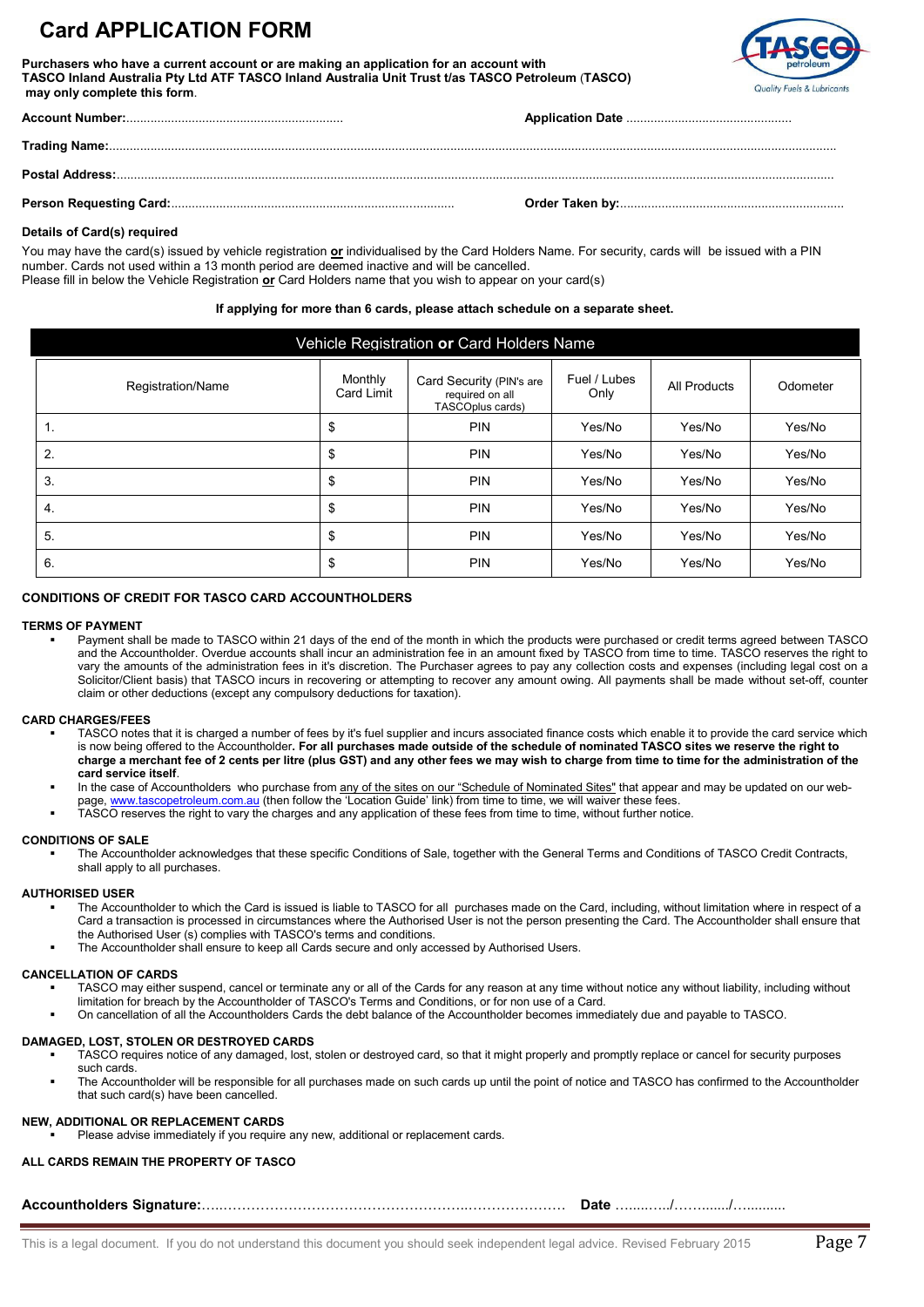# Card APPLICATION FORM

**Purchasers who have a current account or are making an application for an account with TASCO Inland Australia Pty Ltd ATF TASCO Inland Australia Unit Trust t/as TASCO Petroleum (TASCO) may only complete this form**.

**Account Number:**.............................................................. **Application Date** ...............................................

**Trading Name:**...........................................................................................................................................................................................

**Postal Address:**..........................................................................................................................................................................................

**Person Requesting Card:**................................................................................. **Order Taken by:**.................................................................

**Details of Card(s) required**

You may have the card(s) issued by vehicle registration **or** individualised by the Card Holders Name. For security, cards will be issued with a PIN number. Cards not used within a 13 month period are deemed inactive and will be cancelled.
Please fill in below the Vehicle Registration **or** Card Holders name that you wish to appear on your card(s)

**If applying for more than 6 cards, please attach schedule on a separate sheet.**

| Vehicle Registration **or** Card Holders Name | | | | | |
|---|---|---|---|---|---|
| Registration/Name | Monthly Card Limit | Card Security (PIN's are required on all TASCOplus cards) | Fuel / Lubes Only | All Products | Odometer |
| 1. | $ | PIN | Yes/No | Yes/No | Yes/No |
| 2. | $ | PIN | Yes/No | Yes/No | Yes/No |
| 3. | $ | PIN | Yes/No | Yes/No | Yes/No |
| 4. | $ | PIN | Yes/No | Yes/No | Yes/No |
| 5. | $ | PIN | Yes/No | Yes/No | Yes/No |
| 6. | $ | PIN | Yes/No | Yes/No | Yes/No |

## CONDITIONS OF CREDIT FOR TASCO CARD ACCOUNTHOLDERS

### TERMS OF PAYMENT

- Payment shall be made to TASCO within 21 days of the end of the month in which the products were purchased or credit terms agreed between TASCO and the Accountholder. Overdue accounts shall incur an administration fee in an amount fixed by TASCO from time to time. TASCO reserves the right to vary the amounts of the administration fees in it's discretion. The Purchaser agrees to pay any collection costs and expenses (including legal cost on a Solicitor/Client basis) that TASCO incurs in recovering or attempting to recover any amount owing. All payments shall be made without set-off, counter claim or other deductions (except any compulsory deductions for taxation).

### CARD CHARGES/FEES

- TASCO notes that it is charged a number of fees by it's fuel supplier and incurs associated finance costs which enable it to provide the card service which is now being offered to the Accountholder**. For all purchases made outside of the schedule of nominated TASCO sites we reserve the right to charge a merchant fee of 2 cents per litre (plus GST) and any other fees we may wish to charge from time to time for the administration of the card service itself**.
- In the case of Accountholders who purchase from any of the sites on our "Schedule of Nominated Sites" that appear and may be updated on our web-page, www.tascopetroleum.com.au (then follow the 'Location Guide' link) from time to time, we will waiver these fees.
- TASCO reserves the right to vary the charges and any application of these fees from time to time, without further notice.

### CONDITIONS OF SALE

- The Accountholder acknowledges that these specific Conditions of Sale, together with the General Terms and Conditions of TASCO Credit Contracts, shall apply to all purchases.

### AUTHORISED USER

- The Accountholder to which the Card is issued is liable to TASCO for all purchases made on the Card, including, without limitation where in respect of a Card a transaction is processed in circumstances where the Authorised User is not the person presenting the Card. The Accountholder shall ensure that the Authorised User (s) complies with TASCO's terms and conditions.
- The Accountholder shall ensure to keep all Cards secure and only accessed by Authorised Users.

### CANCELLATION OF CARDS

- TASCO may either suspend, cancel or terminate any or all of the Cards for any reason at any time without notice any without liability, including without limitation for breach by the Accountholder of TASCO's Terms and Conditions, or for non use of a Card.
- On cancellation of all the Accountholders Cards the debt balance of the Accountholder becomes immediately due and payable to TASCO.

### DAMAGED, LOST, STOLEN OR DESTROYED CARDS

- TASCO requires notice of any damaged, lost, stolen or destroyed card, so that it might properly and promptly replace or cancel for security purposes such cards.
- The Accountholder will be responsible for all purchases made on such cards up until the point of notice and TASCO has confirmed to the Accountholder that such card(s) have been cancelled.

### NEW, ADDITIONAL OR REPLACEMENT CARDS

- Please advise immediately if you require any new, additional or replacement cards.

**ALL CARDS REMAIN THE PROPERTY OF TASCO**

**Accountholders Signature:**…..……………………………………………….…………………  **Date** …..…..…/…….…..../…..........

This is a legal document. If you do not understand this document you should seek independent legal advice. Revised February 2015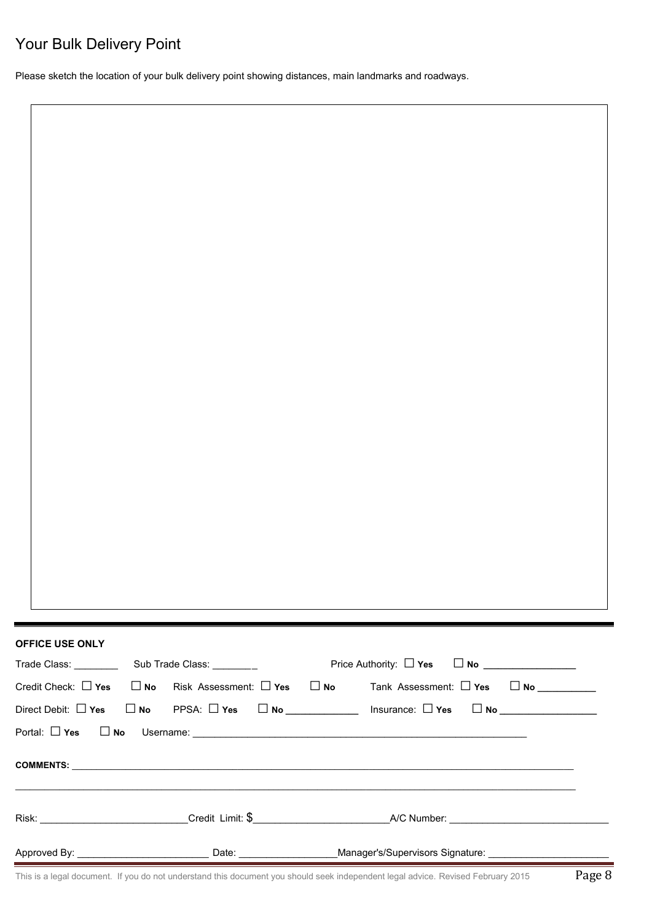# Your Bulk Delivery Point

Please sketch the location of your bulk delivery point showing distances, main landmarks and roadways.

---

**OFFICE USE ONLY**

Trade Class: ________ Sub Trade Class: ________ Price Authority: ☐ **Yes** ☐ **No** ________________

Credit Check: ☐ **Yes** ☐ **No** Risk Assessment: ☐ **Yes** ☐ **No** Tank Assessment: ☐ **Yes** ☐ **No** __________

Direct Debit: ☐ **Yes** ☐ **No** PPSA: ☐ **Yes** ☐ **No** ____________ Insurance: ☐ **Yes** ☐ **No** ________________

Portal: ☐ **Yes** ☐ **No** Username: ____________________________________________________________

**COMMENTS:** ________________________________________________________________________________________

____________________________________________________________________________________________________

Risk: _________________________ Credit Limit: $_______________________ A/C Number: ___________________________

Approved By: ______________________ Date: ________________ Manager's/Supervisors Signature: _____________________

This is a legal document. If you do not understand this document you should seek independent legal advice. Revised February 2015